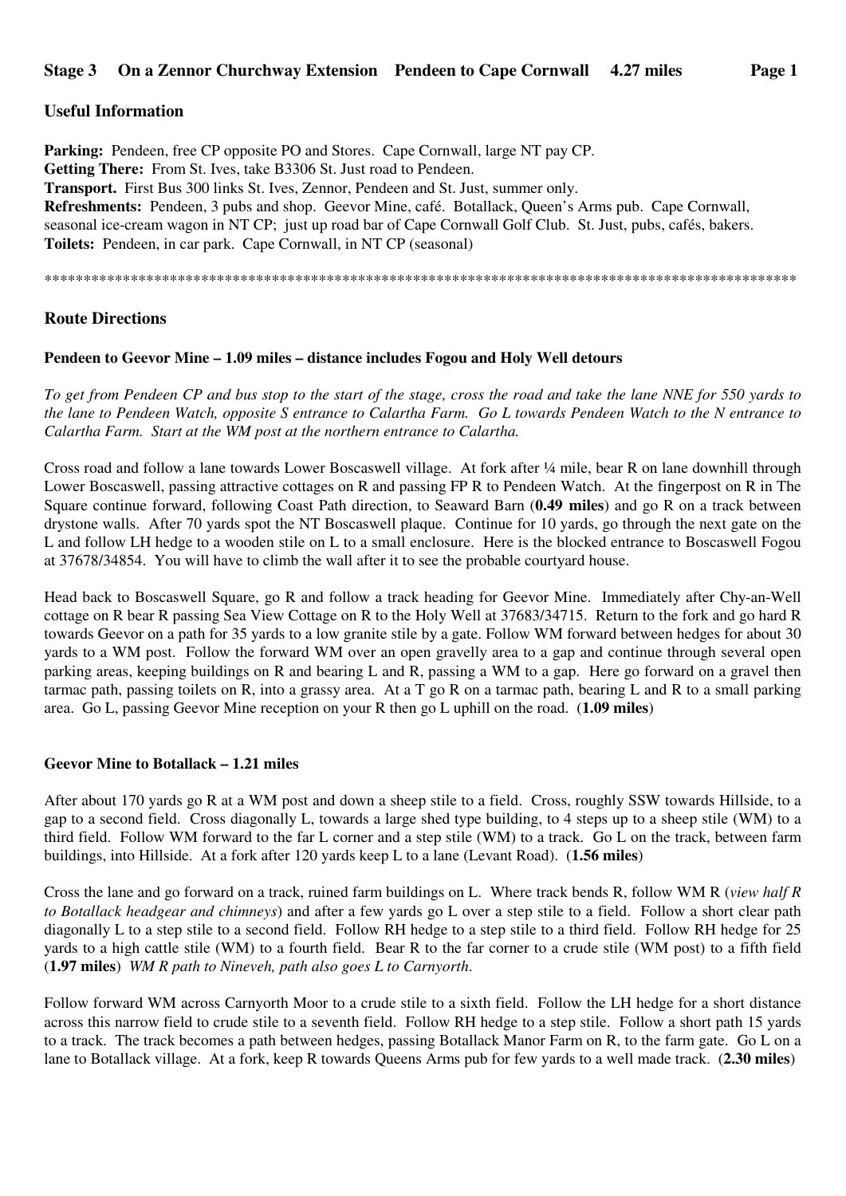**Stage 3 On a Zennor Churchway Extension Pendeen to Cape Cornwall 4.27 miles**

## Useful Information

**Parking:** Pendeen, free CP opposite PO and Stores. Cape Cornwall, large NT pay CP.
**Getting There:** From St. Ives, take B3306 St. Just road to Pendeen.
**Transport.** First Bus 300 links St. Ives, Zennor, Pendeen and St. Just, summer only.
**Refreshments:** Pendeen, 3 pubs and shop. Geevor Mine, café. Botallack, Queen's Arms pub. Cape Cornwall, seasonal ice-cream wagon in NT CP; just up road bar of Cape Cornwall Golf Club. St. Just, pubs, cafés, bakers.
**Toilets:** Pendeen, in car park. Cape Cornwall, in NT CP (seasonal)

****************************************************************************************************

## Route Directions

### Pendeen to Geevor Mine – 1.09 miles – distance includes Fogou and Holy Well detours

*To get from Pendeen CP and bus stop to the start of the stage, cross the road and take the lane NNE for 550 yards to the lane to Pendeen Watch, opposite S entrance to Calartha Farm. Go L towards Pendeen Watch to the N entrance to Calartha Farm. Start at the WM post at the northern entrance to Calartha.*

Cross road and follow a lane towards Lower Boscaswell village. At fork after ¼ mile, bear R on lane downhill through Lower Boscaswell, passing attractive cottages on R and passing FP R to Pendeen Watch. At the fingerpost on R in The Square continue forward, following Coast Path direction, to Seaward Barn (**0.49 miles**) and go R on a track between drystone walls. After 70 yards spot the NT Boscaswell plaque. Continue for 10 yards, go through the next gate on the L and follow LH hedge to a wooden stile on L to a small enclosure. Here is the blocked entrance to Boscaswell Fogou at 37678/34854. You will have to climb the wall after it to see the probable courtyard house.

Head back to Boscaswell Square, go R and follow a track heading for Geevor Mine. Immediately after Chy-an-Well cottage on R bear R passing Sea View Cottage on R to the Holy Well at 37683/34715. Return to the fork and go hard R towards Geevor on a path for 35 yards to a low granite stile by a gate. Follow WM forward between hedges for about 30 yards to a WM post. Follow the forward WM over an open gravelly area to a gap and continue through several open parking areas, keeping buildings on R and bearing L and R, passing a WM to a gap. Here go forward on a gravel then tarmac path, passing toilets on R, into a grassy area. At a T go R on a tarmac path, bearing L and R to a small parking area. Go L, passing Geevor Mine reception on your R then go L uphill on the road. (**1.09 miles**)

### Geevor Mine to Botallack – 1.21 miles

After about 170 yards go R at a WM post and down a sheep stile to a field. Cross, roughly SSW towards Hillside, to a gap to a second field. Cross diagonally L, towards a large shed type building, to 4 steps up to a sheep stile (WM) to a third field. Follow WM forward to the far L corner and a step stile (WM) to a track. Go L on the track, between farm buildings, into Hillside. At a fork after 120 yards keep L to a lane (Levant Road). (**1.56 miles**)

Cross the lane and go forward on a track, ruined farm buildings on L. Where track bends R, follow WM R (*view half R to Botallack headgear and chimneys*) and after a few yards go L over a step stile to a field. Follow a short clear path diagonally L to a step stile to a second field. Follow RH hedge to a step stile to a third field. Follow RH hedge for 25 yards to a high cattle stile (WM) to a fourth field. Bear R to the far corner to a crude stile (WM post) to a fifth field (**1.97 miles**) *WM R path to Nineveh, path also goes L to Carnyorth.*

Follow forward WM across Carnyorth Moor to a crude stile to a sixth field. Follow the LH hedge for a short distance across this narrow field to crude stile to a seventh field. Follow RH hedge to a step stile. Follow a short path 15 yards to a track. The track becomes a path between hedges, passing Botallack Manor Farm on R, to the farm gate. Go L on a lane to Botallack village. At a fork, keep R towards Queens Arms pub for few yards to a well made track. (**2.30 miles**)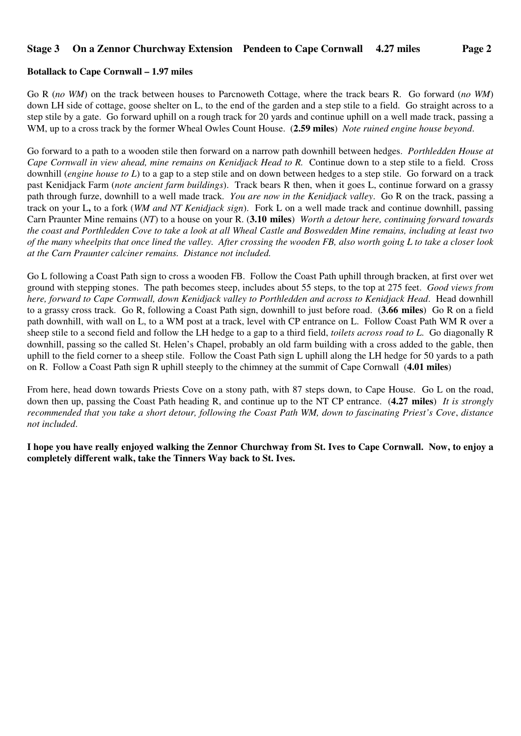**Botallack to Cape Cornwall – 1.97 miles**

Go R (*no WM*) on the track between houses to Parcnoweth Cottage, where the track bears R. Go forward (*no WM*) down LH side of cottage, goose shelter on L, to the end of the garden and a step stile to a field. Go straight across to a step stile by a gate. Go forward uphill on a rough track for 20 yards and continue uphill on a well made track, passing a WM, up to a cross track by the former Wheal Owles Count House. (**2.59 miles**) *Note ruined engine house beyond.*

Go forward to a path to a wooden stile then forward on a narrow path downhill between hedges. *Porthledden House at Cape Cornwall in view ahead, mine remains on Kenidjack Head to R.* Continue down to a step stile to a field. Cross downhill (*engine house to L*) to a gap to a step stile and on down between hedges to a step stile. Go forward on a track past Kenidjack Farm (*note ancient farm buildings*). Track bears R then, when it goes L, continue forward on a grassy path through furze, downhill to a well made track. *You are now in the Kenidjack valley*. Go R on the track, passing a track on your L**,** to a fork (*WM and NT Kenidjack sign*). Fork L on a well made track and continue downhill, passing Carn Praunter Mine remains (*NT*) to a house on your R. (**3.10 miles**) *Worth a detour here, continuing forward towards the coast and Porthledden Cove to take a look at all Wheal Castle and Boswedden Mine remains, including at least two of the many wheelpits that once lined the valley. After crossing the wooden FB, also worth going L to take a closer look at the Carn Praunter calciner remains. Distance not included.*

Go L following a Coast Path sign to cross a wooden FB. Follow the Coast Path uphill through bracken, at first over wet ground with stepping stones. The path becomes steep, includes about 55 steps, to the top at 275 feet. *Good views from here, forward to Cape Cornwall, down Kenidjack valley to Porthledden and across to Kenidjack Head*. Head downhill to a grassy cross track. Go R, following a Coast Path sign, downhill to just before road. (**3.66 miles**) Go R on a field path downhill, with wall on L, to a WM post at a track, level with CP entrance on L. Follow Coast Path WM R over a sheep stile to a second field and follow the LH hedge to a gap to a third field, *toilets across road to L.* Go diagonally R downhill, passing so the called St. Helen's Chapel, probably an old farm building with a cross added to the gable, then uphill to the field corner to a sheep stile. Follow the Coast Path sign L uphill along the LH hedge for 50 yards to a path on R. Follow a Coast Path sign R uphill steeply to the chimney at the summit of Cape Cornwall (**4.01 miles**)

From here, head down towards Priests Cove on a stony path, with 87 steps down, to Cape House. Go L on the road, down then up, passing the Coast Path heading R, and continue up to the NT CP entrance. (**4.27 miles**) *It is strongly recommended that you take a short detour, following the Coast Path WM, down to fascinating Priest's Cove*, *distance not included.*

**I hope you have really enjoyed walking the Zennor Churchway from St. Ives to Cape Cornwall. Now, to enjoy a completely different walk, take the Tinners Way back to St. Ives.**